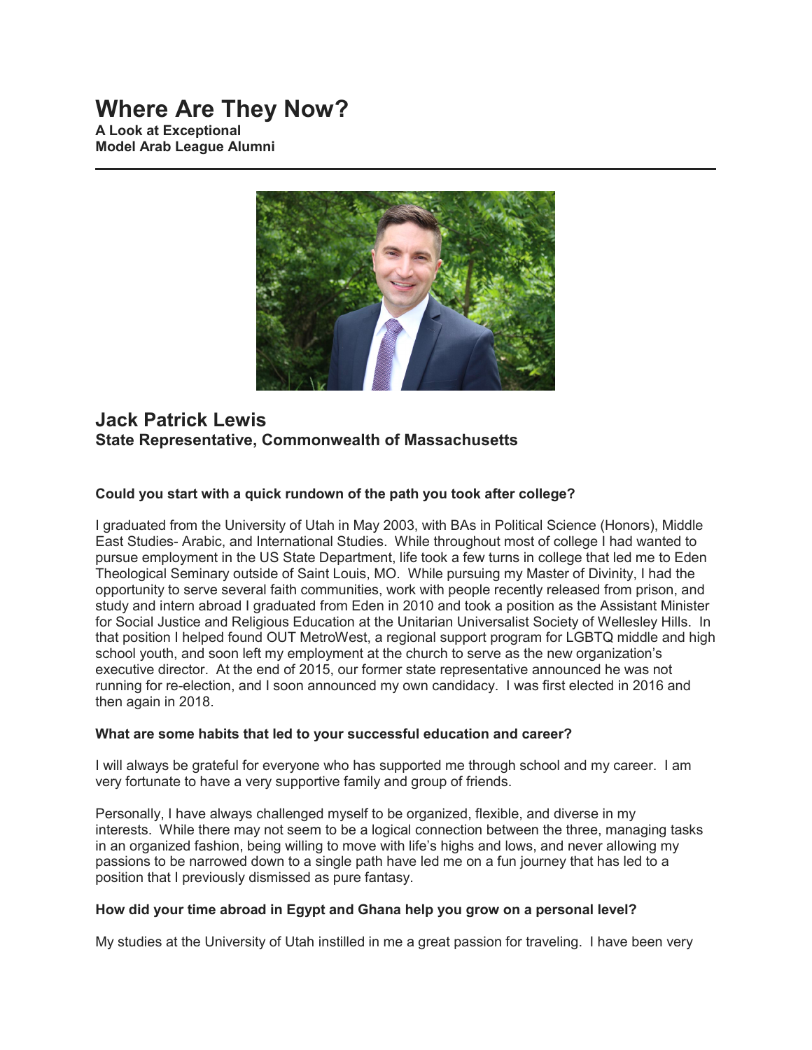# Where Are They Now?

**A Look at Exceptional Model Arab League Alumni**

---

## Jack Patrick Lewis

**State Representative, Commonwealth of Massachusetts**

### Could you start with a quick rundown of the path you took after college?

I graduated from the University of Utah in May 2003, with BAs in Political Science (Honors), Middle East Studies- Arabic, and International Studies. While throughout most of college I had wanted to pursue employment in the US State Department, life took a few turns in college that led me to Eden Theological Seminary outside of Saint Louis, MO. While pursuing my Master of Divinity, I had the opportunity to serve several faith communities, work with people recently released from prison, and study and intern abroad I graduated from Eden in 2010 and took a position as the Assistant Minister for Social Justice and Religious Education at the Unitarian Universalist Society of Wellesley Hills. In that position I helped found OUT MetroWest, a regional support program for LGBTQ middle and high school youth, and soon left my employment at the church to serve as the new organization's executive director. At the end of 2015, our former state representative announced he was not running for re-election, and I soon announced my own candidacy. I was first elected in 2016 and then again in 2018.

### What are some habits that led to your successful education and career?

I will always be grateful for everyone who has supported me through school and my career. I am very fortunate to have a very supportive family and group of friends.

Personally, I have always challenged myself to be organized, flexible, and diverse in my interests. While there may not seem to be a logical connection between the three, managing tasks in an organized fashion, being willing to move with life's highs and lows, and never allowing my passions to be narrowed down to a single path have led me on a fun journey that has led to a position that I previously dismissed as pure fantasy.

### How did your time abroad in Egypt and Ghana help you grow on a personal level?

My studies at the University of Utah instilled in me a great passion for traveling. I have been very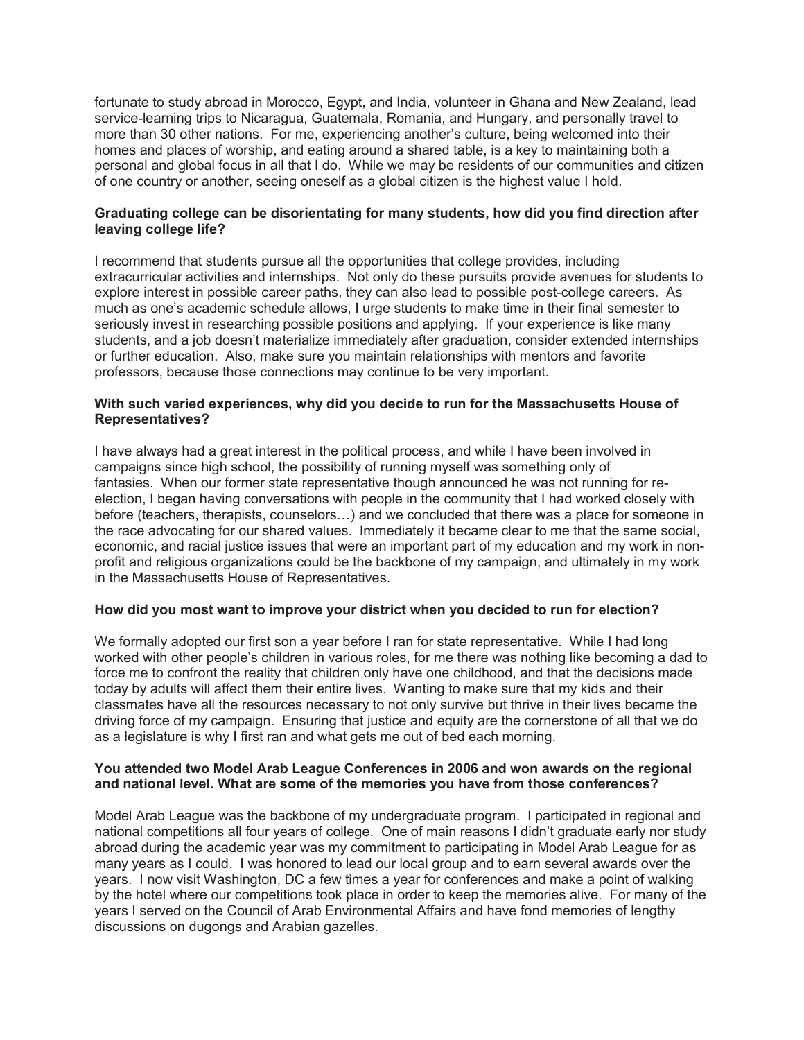fortunate to study abroad in Morocco, Egypt, and India, volunteer in Ghana and New Zealand, lead service-learning trips to Nicaragua, Guatemala, Romania, and Hungary, and personally travel to more than 30 other nations. For me, experiencing another's culture, being welcomed into their homes and places of worship, and eating around a shared table, is a key to maintaining both a personal and global focus in all that I do. While we may be residents of our communities and citizen of one country or another, seeing oneself as a global citizen is the highest value I hold.

**Graduating college can be disorientating for many students, how did you find direction after leaving college life?**

I recommend that students pursue all the opportunities that college provides, including extracurricular activities and internships. Not only do these pursuits provide avenues for students to explore interest in possible career paths, they can also lead to possible post-college careers. As much as one's academic schedule allows, I urge students to make time in their final semester to seriously invest in researching possible positions and applying. If your experience is like many students, and a job doesn't materialize immediately after graduation, consider extended internships or further education. Also, make sure you maintain relationships with mentors and favorite professors, because those connections may continue to be very important.

**With such varied experiences, why did you decide to run for the Massachusetts House of Representatives?**

I have always had a great interest in the political process, and while I have been involved in campaigns since high school, the possibility of running myself was something only of fantasies. When our former state representative though announced he was not running for re-election, I began having conversations with people in the community that I had worked closely with before (teachers, therapists, counselors…) and we concluded that there was a place for someone in the race advocating for our shared values. Immediately it became clear to me that the same social, economic, and racial justice issues that were an important part of my education and my work in non-profit and religious organizations could be the backbone of my campaign, and ultimately in my work in the Massachusetts House of Representatives.

**How did you most want to improve your district when you decided to run for election?**

We formally adopted our first son a year before I ran for state representative. While I had long worked with other people's children in various roles, for me there was nothing like becoming a dad to force me to confront the reality that children only have one childhood, and that the decisions made today by adults will affect them their entire lives. Wanting to make sure that my kids and their classmates have all the resources necessary to not only survive but thrive in their lives became the driving force of my campaign. Ensuring that justice and equity are the cornerstone of all that we do as a legislature is why I first ran and what gets me out of bed each morning.

**You attended two Model Arab League Conferences in 2006 and won awards on the regional and national level. What are some of the memories you have from those conferences?**

Model Arab League was the backbone of my undergraduate program. I participated in regional and national competitions all four years of college. One of main reasons I didn't graduate early nor study abroad during the academic year was my commitment to participating in Model Arab League for as many years as I could. I was honored to lead our local group and to earn several awards over the years. I now visit Washington, DC a few times a year for conferences and make a point of walking by the hotel where our competitions took place in order to keep the memories alive. For many of the years I served on the Council of Arab Environmental Affairs and have fond memories of lengthy discussions on dugongs and Arabian gazelles.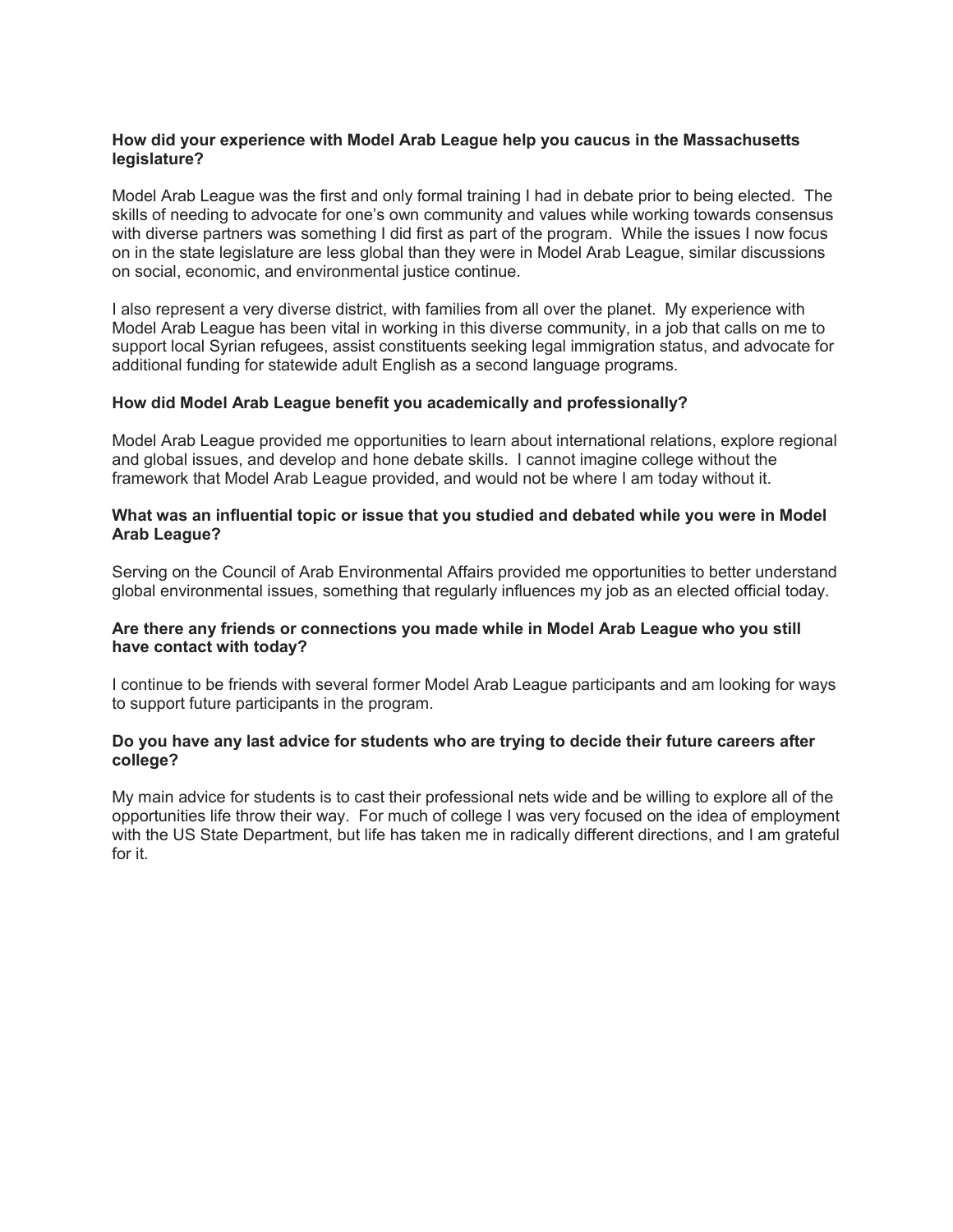**How did your experience with Model Arab League help you caucus in the Massachusetts legislature?**

Model Arab League was the first and only formal training I had in debate prior to being elected. The skills of needing to advocate for one's own community and values while working towards consensus with diverse partners was something I did first as part of the program. While the issues I now focus on in the state legislature are less global than they were in Model Arab League, similar discussions on social, economic, and environmental justice continue.

I also represent a very diverse district, with families from all over the planet. My experience with Model Arab League has been vital in working in this diverse community, in a job that calls on me to support local Syrian refugees, assist constituents seeking legal immigration status, and advocate for additional funding for statewide adult English as a second language programs.

**How did Model Arab League benefit you academically and professionally?**

Model Arab League provided me opportunities to learn about international relations, explore regional and global issues, and develop and hone debate skills. I cannot imagine college without the framework that Model Arab League provided, and would not be where I am today without it.

**What was an influential topic or issue that you studied and debated while you were in Model Arab League?**

Serving on the Council of Arab Environmental Affairs provided me opportunities to better understand global environmental issues, something that regularly influences my job as an elected official today.

**Are there any friends or connections you made while in Model Arab League who you still have contact with today?**

I continue to be friends with several former Model Arab League participants and am looking for ways to support future participants in the program.

**Do you have any last advice for students who are trying to decide their future careers after college?**

My main advice for students is to cast their professional nets wide and be willing to explore all of the opportunities life throw their way. For much of college I was very focused on the idea of employment with the US State Department, but life has taken me in radically different directions, and I am grateful for it.